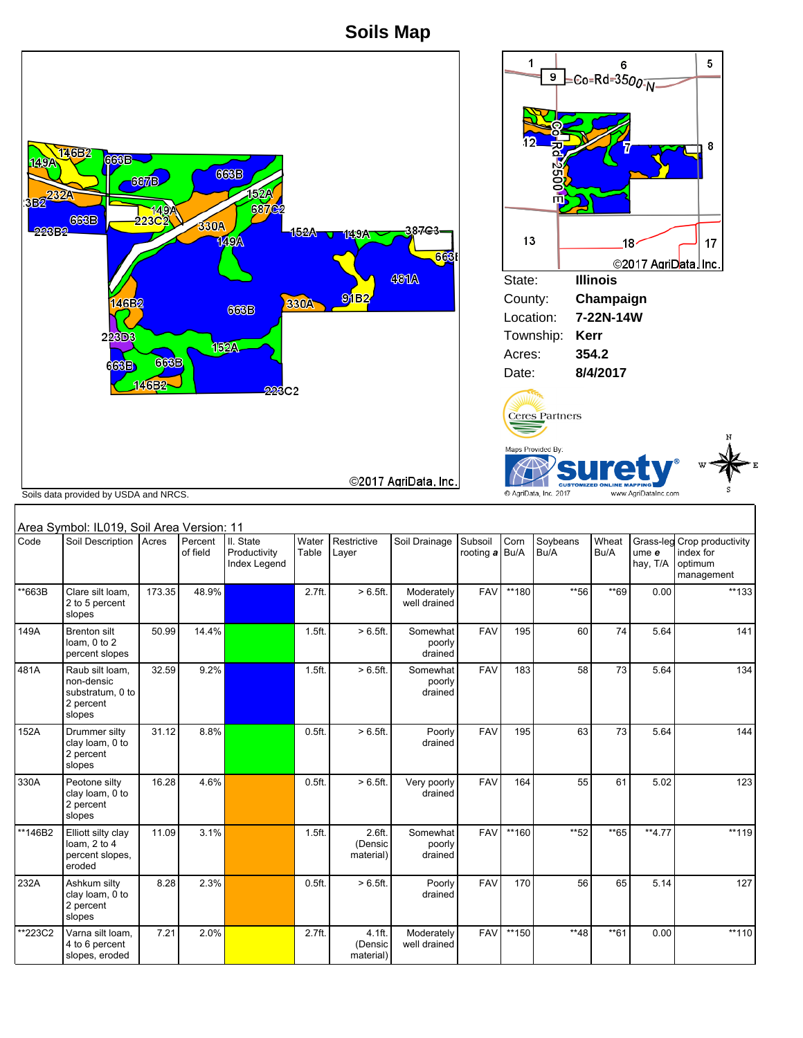# Soils Map

State: **Illinois**

County: **Champaign**

Location: **7-22N-14W**

Township: **Kerr**

Acres: **354.2**

Date: **8/4/2017**

©2017 AgriData, Inc.

Soils data provided by USDA and NRCS.

Maps Provided By: surety® CUSTOMIZED ONLINE MAPPING © AgriData, Inc. 2017 www.AgriDataInc.com

Area Symbol: IL019, Soil Area Version: 11

| Code | Soil Description | Acres | Percent of field | Il. State Productivity Index Legend | Water Table | Restrictive Layer | Soil Drainage | Subsoil rooting *a* | Corn Bu/A | Soybeans Bu/A | Wheat Bu/A | Grass-legume *e* hay, T/A | Crop productivity index for optimum management |
|---|---|---|---|---|---|---|---|---|---|---|---|---|---|
| **663B | Clare silt loam, 2 to 5 percent slopes | 173.35 | 48.9% | | 2.7ft. | > 6.5ft. | Moderately well drained | FAV | **180 | **56 | **69 | 0.00 | **133 |
| 149A | Brenton silt loam, 0 to 2 percent slopes | 50.99 | 14.4% | | 1.5ft. | > 6.5ft. | Somewhat poorly drained | FAV | 195 | 60 | 74 | 5.64 | 141 |
| 481A | Raub silt loam, non-dense substratum, 0 to 2 percent slopes | 32.59 | 9.2% | | 1.5ft. | > 6.5ft. | Somewhat poorly drained | FAV | 183 | 58 | 73 | 5.64 | 134 |
| 152A | Drummer silty clay loam, 0 to 2 percent slopes | 31.12 | 8.8% | | 0.5ft. | > 6.5ft. | Poorly drained | FAV | 195 | 63 | 73 | 5.64 | 144 |
| 330A | Peotone silty clay loam, 0 to 2 percent slopes | 16.28 | 4.6% | | 0.5ft. | > 6.5ft. | Very poorly drained | FAV | 164 | 55 | 61 | 5.02 | 123 |
| **146B2 | Elliott silty clay loam, 2 to 4 percent slopes, eroded | 11.09 | 3.1% | | 1.5ft. | 2.6ft. (Densic material) | Somewhat poorly drained | FAV | **160 | **52 | **65 | **4.77 | **119 |
| 232A | Ashkum silty clay loam, 0 to 2 percent slopes | 8.28 | 2.3% | | 0.5ft. | > 6.5ft. | Poorly drained | FAV | 170 | 56 | 65 | 5.14 | 127 |
| **223C2 | Varna silt loam, 4 to 6 percent slopes, eroded | 7.21 | 2.0% | | 2.7ft. | 4.1ft. (Densic material) | Moderately well drained | FAV | **150 | **48 | **61 | 0.00 | **110 |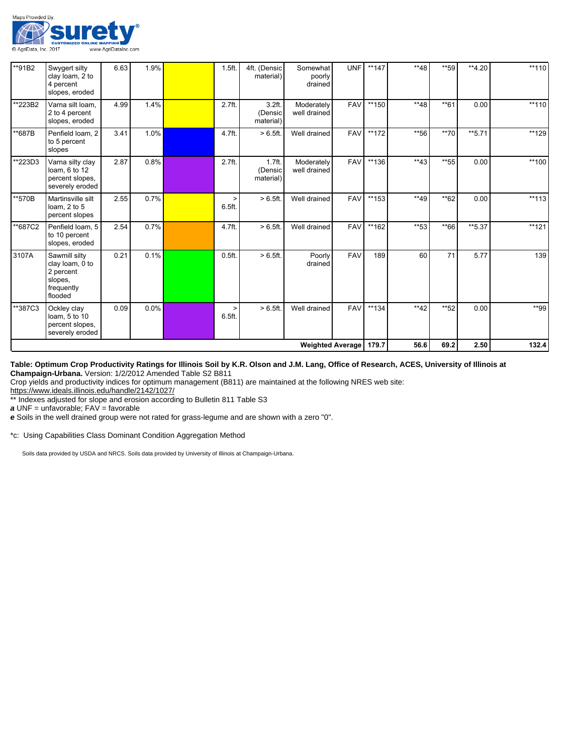| | | | | | | | | | | | | | | |
|---|---|---|---|---|---|---|---|---|---|---|---|---|---|---|
| **91B2 | Swygert silty clay loam, 2 to 4 percent slopes, eroded | 6.63 | 1.9% | | 1.5ft. | 4ft. (Densic material) | Somewhat poorly drained | UNF | **147 | **48 | **59 | **4.20 | | **110 |
| **223B2 | Varna silt loam, 2 to 4 percent slopes, eroded | 4.99 | 1.4% | | 2.7ft. | 3.2ft. (Densic material) | Moderately well drained | FAV | **150 | **48 | **61 | 0.00 | | **110 |
| **687B | Penfield loam, 2 to 5 percent slopes | 3.41 | 1.0% | | 4.7ft. | > 6.5ft. | Well drained | FAV | **172 | **56 | **70 | **5.71 | | **129 |
| **223D3 | Varna silty clay loam, 6 to 12 percent slopes, severely eroded | 2.87 | 0.8% | | 2.7ft. | 1.7ft. (Densic material) | Moderately well drained | FAV | **136 | **43 | **55 | 0.00 | | **100 |
| **570B | Martinsville silt loam, 2 to 5 percent slopes | 2.55 | 0.7% | | > 6.5ft. | > 6.5ft. | Well drained | FAV | **153 | **49 | **62 | 0.00 | | **113 |
| **687C2 | Penfield loam, 5 to 10 percent slopes, eroded | 2.54 | 0.7% | | 4.7ft. | > 6.5ft. | Well drained | FAV | **162 | **53 | **66 | **5.37 | | **121 |
| 3107A | Sawmill silty clay loam, 0 to 2 percent slopes, frequently flooded | 0.21 | 0.1% | | 0.5ft. | > 6.5ft. | Poorly drained | FAV | 189 | 60 | 71 | 5.77 | | 139 |
| **387C3 | Ockley clay loam, 5 to 10 percent slopes, severely eroded | 0.09 | 0.0% | | > 6.5ft. | > 6.5ft. | Well drained | FAV | **134 | **42 | **52 | 0.00 | | **99 |
| | | | | | | | | **Weighted Average** | **179.7** | **56.6** | **69.2** | **2.50** | | **132.4** |

**Table: Optimum Crop Productivity Ratings for Illinois Soil by K.R. Olson and J.M. Lang, Office of Research, ACES, University of Illinois at Champaign-Urbana.** Version: 1/2/2012 Amended Table S2 B811

Crop yields and productivity indices for optimum management (B811) are maintained at the following NRES web site:
https://www.ideals.illinois.edu/handle/2142/1027/

** Indexes adjusted for slope and erosion according to Bulletin 811 Table S3

***a*** UNF = unfavorable; FAV = favorable

***e*** Soils in the well drained group were not rated for grass-legume and are shown with a zero "0".

*c: Using Capabilities Class Dominant Condition Aggregation Method

Soils data provided by USDA and NRCS. Soils data provided by University of Illinois at Champaign-Urbana.